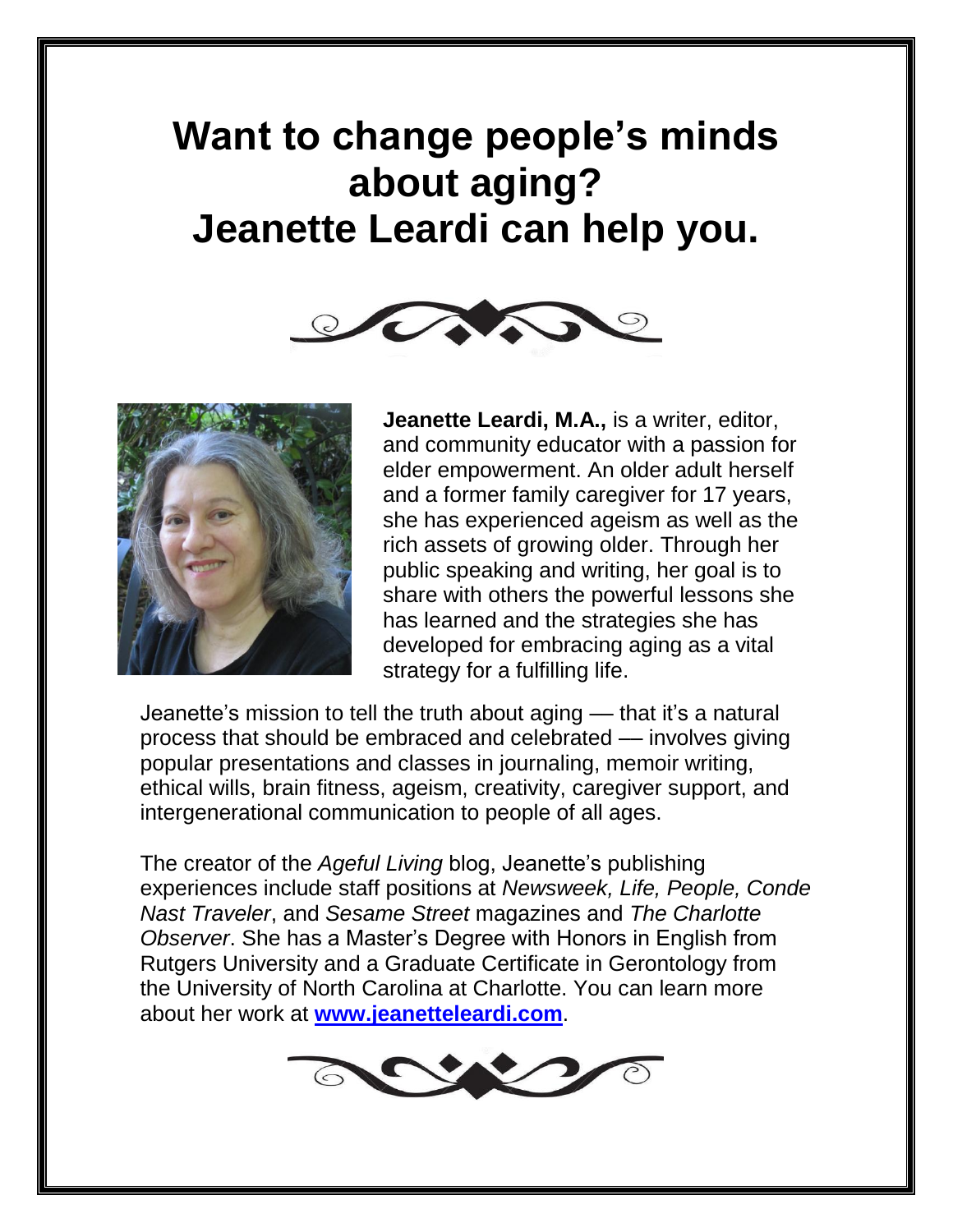# Want to change people's minds about aging? Jeanette Leardi can help you.

**Jeanette Leardi, M.A.,** is a writer, editor, and community educator with a passion for elder empowerment. An older adult herself and a former family caregiver for 17 years, she has experienced ageism as well as the rich assets of growing older. Through her public speaking and writing, her goal is to share with others the powerful lessons she has learned and the strategies she has developed for embracing aging as a vital strategy for a fulfilling life.

Jeanette's mission to tell the truth about aging — that it's a natural process that should be embraced and celebrated — involves giving popular presentations and classes in journaling, memoir writing, ethical wills, brain fitness, ageism, creativity, caregiver support, and intergenerational communication to people of all ages.

The creator of the *Ageful Living* blog, Jeanette's publishing experiences include staff positions at *Newsweek, Life, People, Conde Nast Traveler*, and *Sesame Street* magazines and *The Charlotte Observer*. She has a Master's Degree with Honors in English from Rutgers University and a Graduate Certificate in Gerontology from the University of North Carolina at Charlotte. You can learn more about her work at **[www.jeanetteleardi.com](http://www.jeanetteleardi.com)**.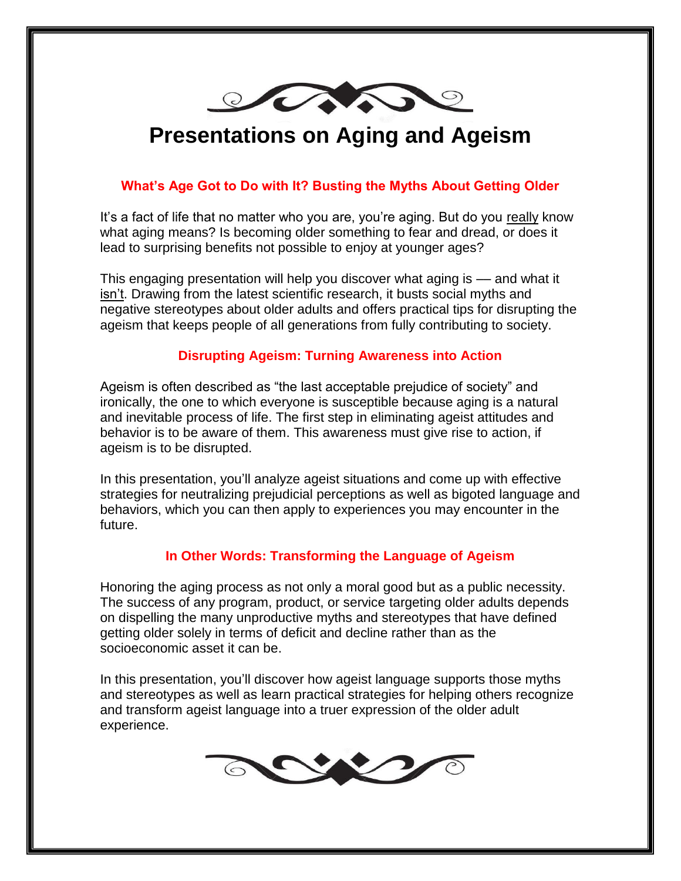# Presentations on Aging and Ageism

### What's Age Got to Do with It? Busting the Myths About Getting Older

It's a fact of life that no matter who you are, you're aging. But do you really know what aging means? Is becoming older something to fear and dread, or does it lead to surprising benefits not possible to enjoy at younger ages?

This engaging presentation will help you discover what aging is — and what it isn't. Drawing from the latest scientific research, it busts social myths and negative stereotypes about older adults and offers practical tips for disrupting the ageism that keeps people of all generations from fully contributing to society.

### Disrupting Ageism: Turning Awareness into Action

Ageism is often described as "the last acceptable prejudice of society" and ironically, the one to which everyone is susceptible because aging is a natural and inevitable process of life. The first step in eliminating ageist attitudes and behavior is to be aware of them. This awareness must give rise to action, if ageism is to be disrupted.

In this presentation, you'll analyze ageist situations and come up with effective strategies for neutralizing prejudicial perceptions as well as bigoted language and behaviors, which you can then apply to experiences you may encounter in the future.

### In Other Words: Transforming the Language of Ageism

Honoring the aging process as not only a moral good but as a public necessity. The success of any program, product, or service targeting older adults depends on dispelling the many unproductive myths and stereotypes that have defined getting older solely in terms of deficit and decline rather than as the socioeconomic asset it can be.

In this presentation, you'll discover how ageist language supports those myths and stereotypes as well as learn practical strategies for helping others recognize and transform ageist language into a truer expression of the older adult experience.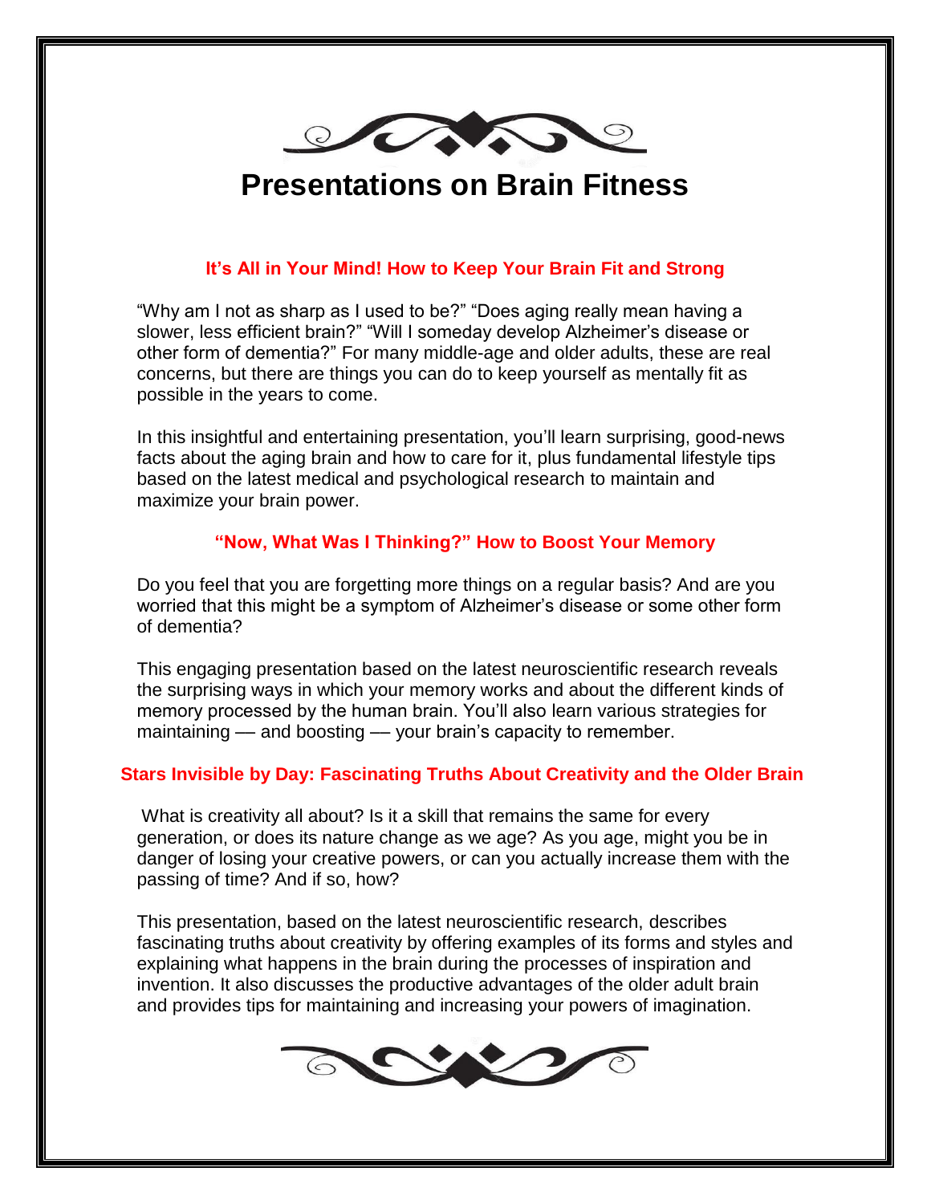# Presentations on Brain Fitness

## It's All in Your Mind! How to Keep Your Brain Fit and Strong

"Why am I not as sharp as I used to be?" "Does aging really mean having a slower, less efficient brain?" "Will I someday develop Alzheimer's disease or other form of dementia?" For many middle-age and older adults, these are real concerns, but there are things you can do to keep yourself as mentally fit as possible in the years to come.

In this insightful and entertaining presentation, you'll learn surprising, good-news facts about the aging brain and how to care for it, plus fundamental lifestyle tips based on the latest medical and psychological research to maintain and maximize your brain power.

## "Now, What Was I Thinking?" How to Boost Your Memory

Do you feel that you are forgetting more things on a regular basis? And are you worried that this might be a symptom of Alzheimer's disease or some other form of dementia?

This engaging presentation based on the latest neuroscientific research reveals the surprising ways in which your memory works and about the different kinds of memory processed by the human brain. You'll also learn various strategies for maintaining — and boosting — your brain's capacity to remember.

## Stars Invisible by Day: Fascinating Truths About Creativity and the Older Brain

What is creativity all about? Is it a skill that remains the same for every generation, or does its nature change as we age? As you age, might you be in danger of losing your creative powers, or can you actually increase them with the passing of time? And if so, how?

This presentation, based on the latest neuroscientific research, describes fascinating truths about creativity by offering examples of its forms and styles and explaining what happens in the brain during the processes of inspiration and invention. It also discusses the productive advantages of the older adult brain and provides tips for maintaining and increasing your powers of imagination.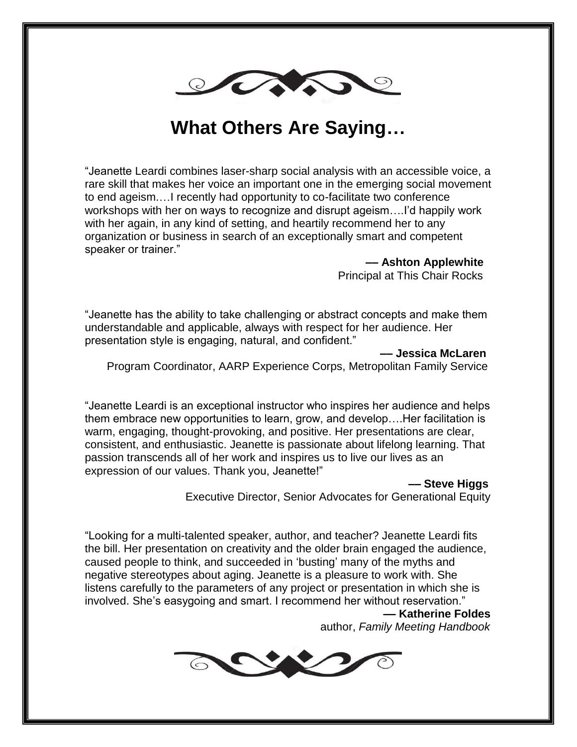# What Others Are Saying…

"Jeanette Leardi combines laser-sharp social analysis with an accessible voice, a rare skill that makes her voice an important one in the emerging social movement to end ageism.…I recently had opportunity to co-facilitate two conference workshops with her on ways to recognize and disrupt ageism….I'd happily work with her again, in any kind of setting, and heartily recommend her to any organization or business in search of an exceptionally smart and competent speaker or trainer."

**— Ashton Applewhite**
Principal at This Chair Rocks

"Jeanette has the ability to take challenging or abstract concepts and make them understandable and applicable, always with respect for her audience. Her presentation style is engaging, natural, and confident."

**— Jessica McLaren**
Program Coordinator, AARP Experience Corps, Metropolitan Family Service

"Jeanette Leardi is an exceptional instructor who inspires her audience and helps them embrace new opportunities to learn, grow, and develop….Her facilitation is warm, engaging, thought-provoking, and positive. Her presentations are clear, consistent, and enthusiastic. Jeanette is passionate about lifelong learning. That passion transcends all of her work and inspires us to live our lives as an expression of our values. Thank you, Jeanette!"

**— Steve Higgs**
Executive Director, Senior Advocates for Generational Equity

"Looking for a multi-talented speaker, author, and teacher? Jeanette Leardi fits the bill. Her presentation on creativity and the older brain engaged the audience, caused people to think, and succeeded in 'busting' many of the myths and negative stereotypes about aging. Jeanette is a pleasure to work with. She listens carefully to the parameters of any project or presentation in which she is involved. She's easygoing and smart. I recommend her without reservation."

**— Katherine Foldes**
author, *Family Meeting Handbook*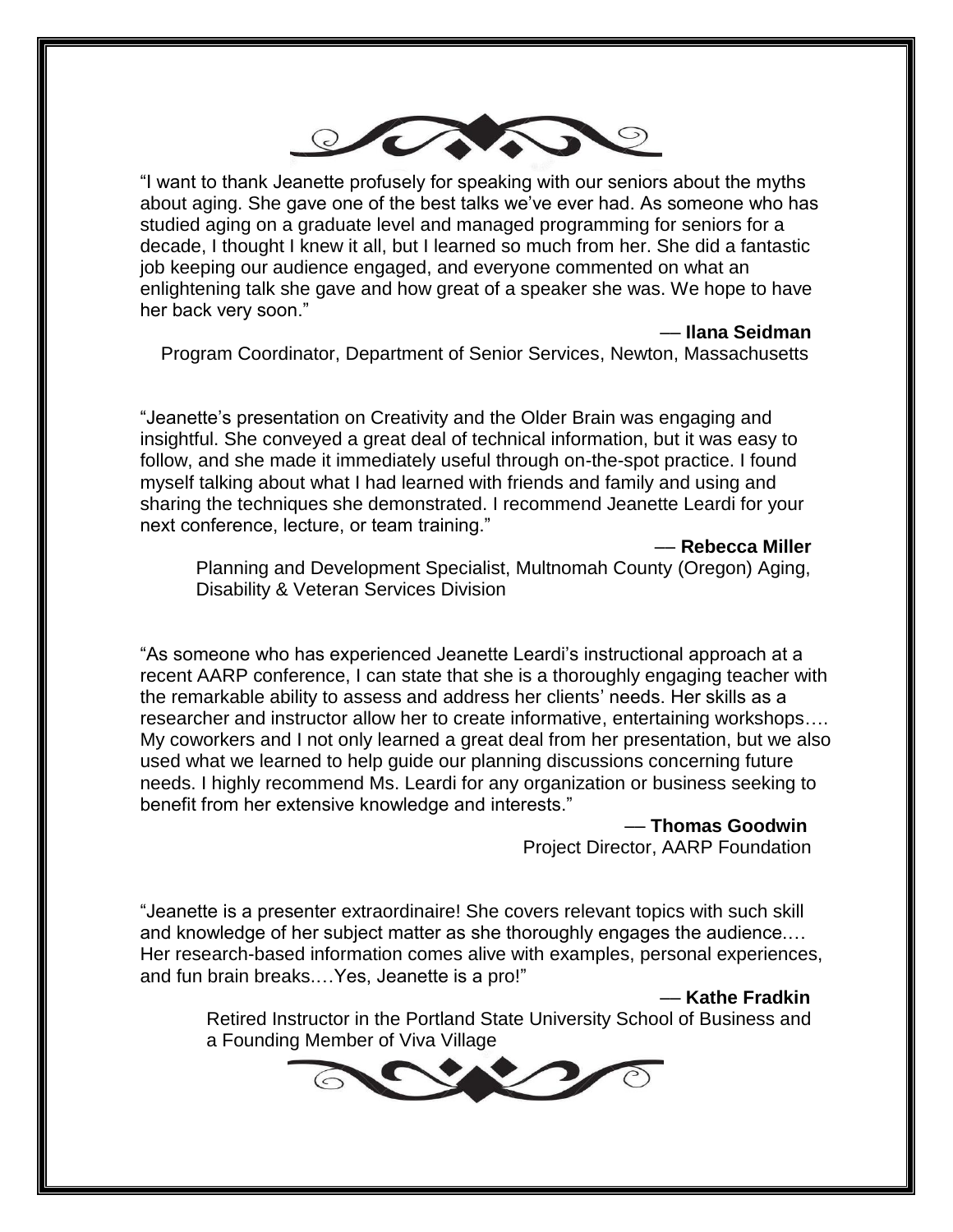"I want to thank Jeanette profusely for speaking with our seniors about the myths about aging. She gave one of the best talks we've ever had. As someone who has studied aging on a graduate level and managed programming for seniors for a decade, I thought I knew it all, but I learned so much from her. She did a fantastic job keeping our audience engaged, and everyone commented on what an enlightening talk she gave and how great of a speaker she was. We hope to have her back very soon."

— **Ilana Seidman**
Program Coordinator, Department of Senior Services, Newton, Massachusetts

"Jeanette's presentation on Creativity and the Older Brain was engaging and insightful. She conveyed a great deal of technical information, but it was easy to follow, and she made it immediately useful through on-the-spot practice. I found myself talking about what I had learned with friends and family and using and sharing the techniques she demonstrated. I recommend Jeanette Leardi for your next conference, lecture, or team training."

— **Rebecca Miller**
Planning and Development Specialist, Multnomah County (Oregon) Aging, Disability & Veteran Services Division

"As someone who has experienced Jeanette Leardi's instructional approach at a recent AARP conference, I can state that she is a thoroughly engaging teacher with the remarkable ability to assess and address her clients' needs. Her skills as a researcher and instructor allow her to create informative, entertaining workshops…. My coworkers and I not only learned a great deal from her presentation, but we also used what we learned to help guide our planning discussions concerning future needs. I highly recommend Ms. Leardi for any organization or business seeking to benefit from her extensive knowledge and interests."

— **Thomas Goodwin**
Project Director, AARP Foundation

"Jeanette is a presenter extraordinaire! She covers relevant topics with such skill and knowledge of her subject matter as she thoroughly engages the audience.… Her research-based information comes alive with examples, personal experiences, and fun brain breaks.…Yes, Jeanette is a pro!"

— **Kathe Fradkin**
Retired Instructor in the Portland State University School of Business and a Founding Member of Viva Village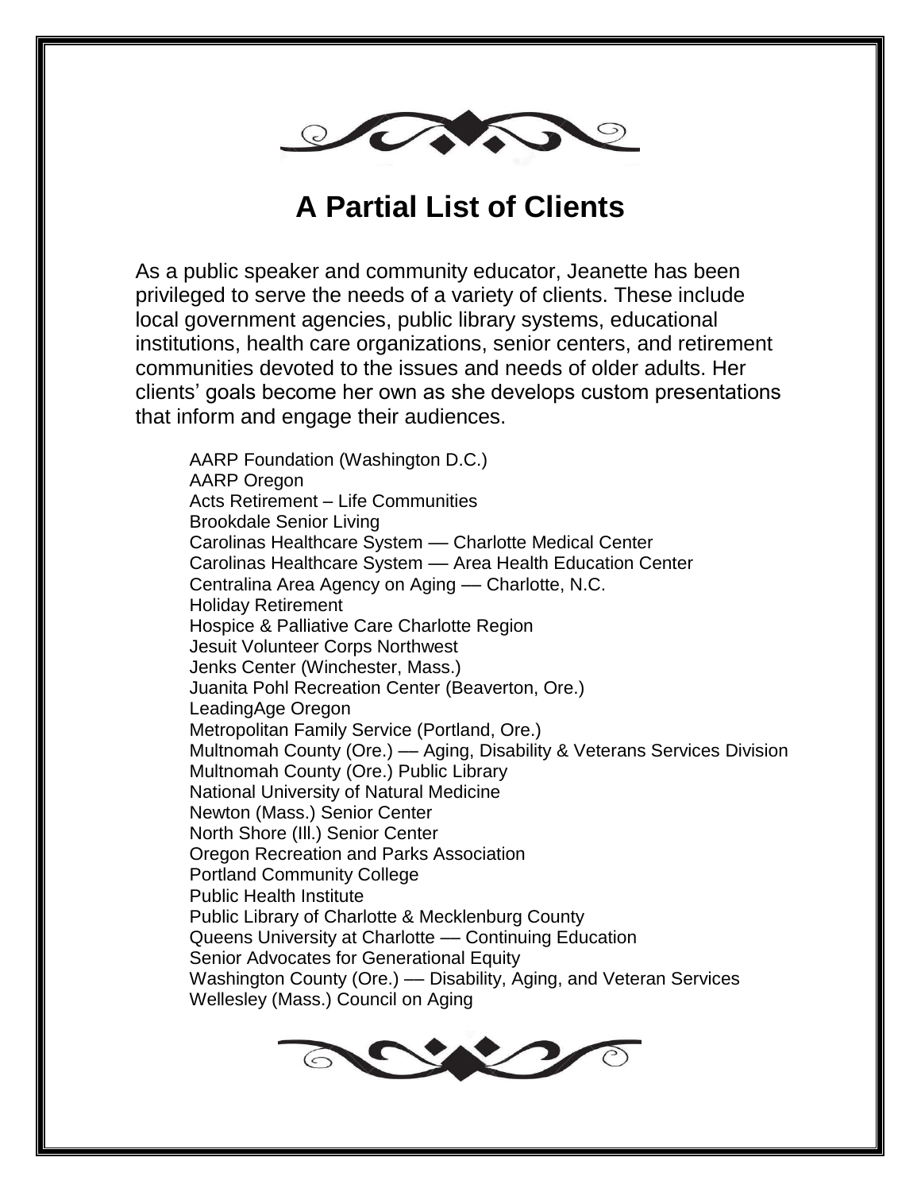# A Partial List of Clients

As a public speaker and community educator, Jeanette has been privileged to serve the needs of a variety of clients. These include local government agencies, public library systems, educational institutions, health care organizations, senior centers, and retirement communities devoted to the issues and needs of older adults. Her clients' goals become her own as she develops custom presentations that inform and engage their audiences.

AARP Foundation (Washington D.C.)
AARP Oregon
Acts Retirement – Life Communities
Brookdale Senior Living
Carolinas Healthcare System — Charlotte Medical Center
Carolinas Healthcare System — Area Health Education Center
Centralina Area Agency on Aging — Charlotte, N.C.
Holiday Retirement
Hospice & Palliative Care Charlotte Region
Jesuit Volunteer Corps Northwest
Jenks Center (Winchester, Mass.)
Juanita Pohl Recreation Center (Beaverton, Ore.)
LeadingAge Oregon
Metropolitan Family Service (Portland, Ore.)
Multnomah County (Ore.) — Aging, Disability & Veterans Services Division
Multnomah County (Ore.) Public Library
National University of Natural Medicine
Newton (Mass.) Senior Center
North Shore (Ill.) Senior Center
Oregon Recreation and Parks Association
Portland Community College
Public Health Institute
Public Library of Charlotte & Mecklenburg County
Queens University at Charlotte — Continuing Education
Senior Advocates for Generational Equity
Washington County (Ore.) — Disability, Aging, and Veteran Services
Wellesley (Mass.) Council on Aging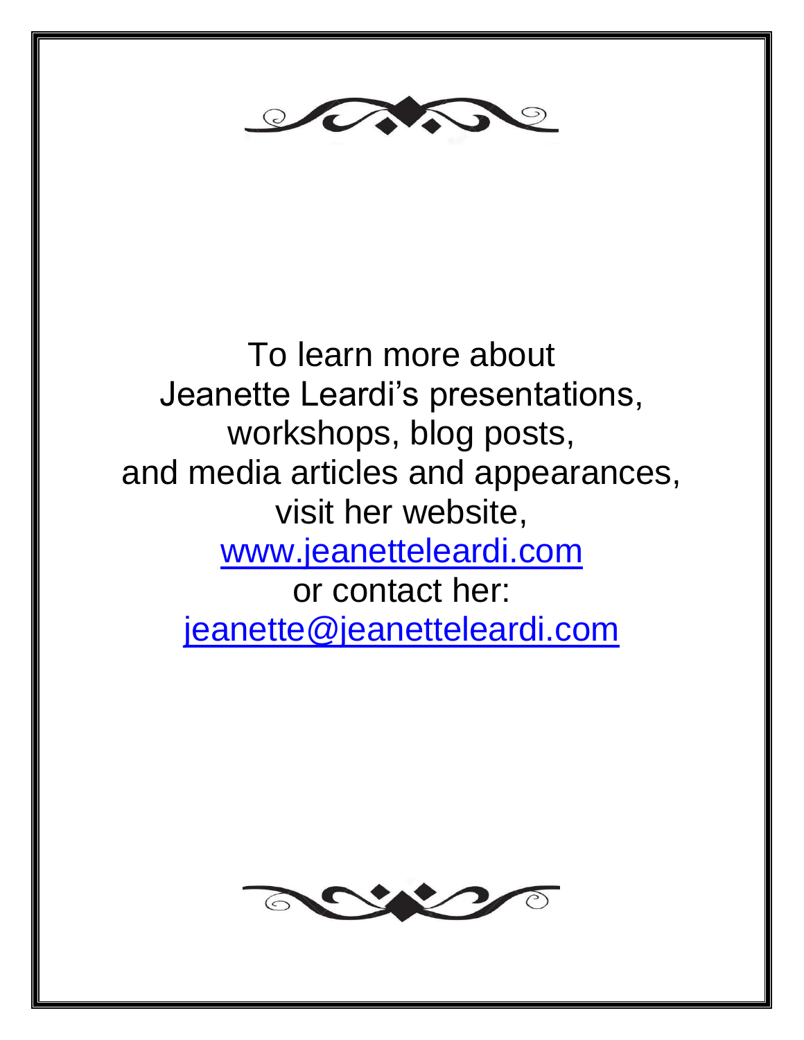To learn more about
Jeanette Leardi's presentations,
workshops, blog posts,
and media articles and appearances,
visit her website,
[www.jeanetteleardi.com](http://www.jeanetteleardi.com)
or contact her:
[jeanette@jeanetteleardi.com](mailto:jeanette@jeanetteleardi.com)